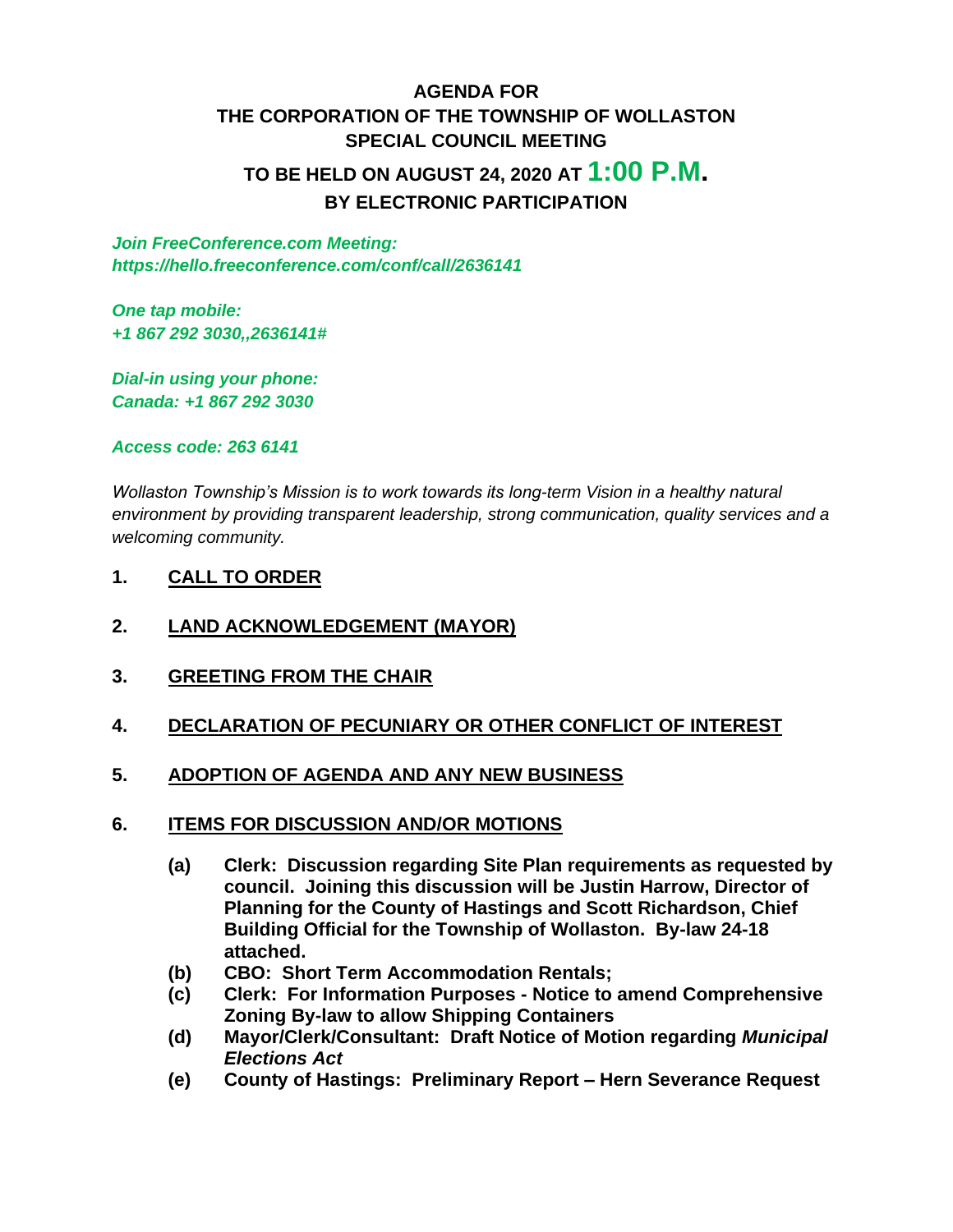# AGENDA FOR
# THE CORPORATION OF THE TOWNSHIP OF WOLLASTON
# SPECIAL COUNCIL MEETING
# TO BE HELD ON AUGUST 24, 2020 AT 1:00 P.M.
# BY ELECTRONIC PARTICIPATION

***Join FreeConference.com Meeting:***
***https://hello.freeconference.com/conf/call/2636141***

***One tap mobile:***
***+1 867 292 3030,,2636141#***

***Dial-in using your phone:***
***Canada: +1 867 292 3030***

***Access code: 263 6141***

*Wollaston Township's Mission is to work towards its long-term Vision in a healthy natural environment by providing transparent leadership, strong communication, quality services and a welcoming community.*

**1. CALL TO ORDER**

**2. LAND ACKNOWLEDGEMENT (MAYOR)**

**3. GREETING FROM THE CHAIR**

**4. DECLARATION OF PECUNIARY OR OTHER CONFLICT OF INTEREST**

**5. ADOPTION OF AGENDA AND ANY NEW BUSINESS**

**6. ITEMS FOR DISCUSSION AND/OR MOTIONS**

- **(a) Clerk: Discussion regarding Site Plan requirements as requested by council. Joining this discussion will be Justin Harrow, Director of Planning for the County of Hastings and Scott Richardson, Chief Building Official for the Township of Wollaston. By-law 24-18 attached.**
- **(b) CBO: Short Term Accommodation Rentals;**
- **(c) Clerk: For Information Purposes - Notice to amend Comprehensive Zoning By-law to allow Shipping Containers**
- **(d) Mayor/Clerk/Consultant: Draft Notice of Motion regarding *Municipal Elections Act***
- **(e) County of Hastings: Preliminary Report – Hern Severance Request**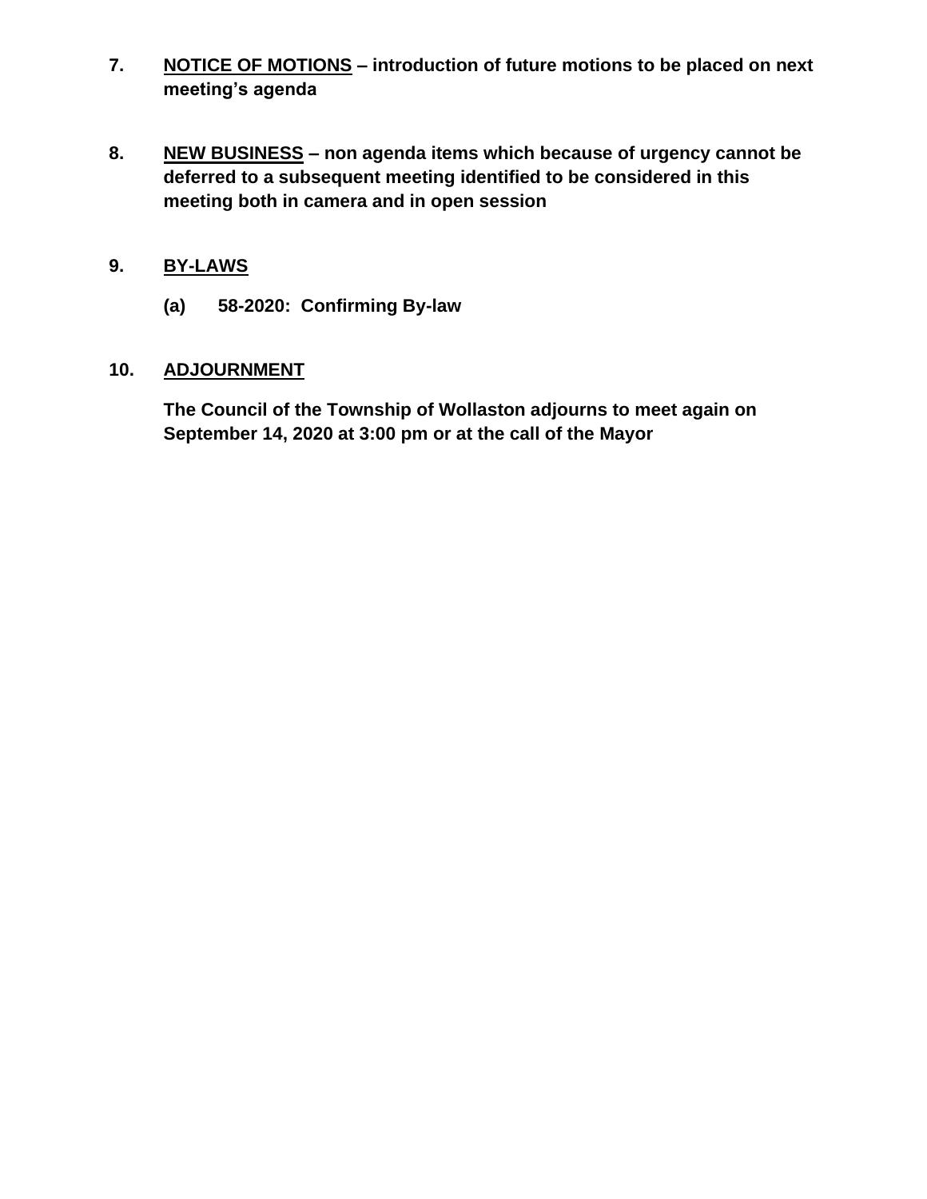**7. <u>NOTICE OF MOTIONS</u> – introduction of future motions to be placed on next meeting's agenda**

**8. <u>NEW BUSINESS</u> – non agenda items which because of urgency cannot be deferred to a subsequent meeting identified to be considered in this meeting both in camera and in open session**

**9. <u>BY-LAWS</u>**

**(a) 58-2020: Confirming By-law**

**10. <u>ADJOURNMENT</u>**

**The Council of the Township of Wollaston adjourns to meet again on September 14, 2020 at 3:00 pm or at the call of the Mayor**